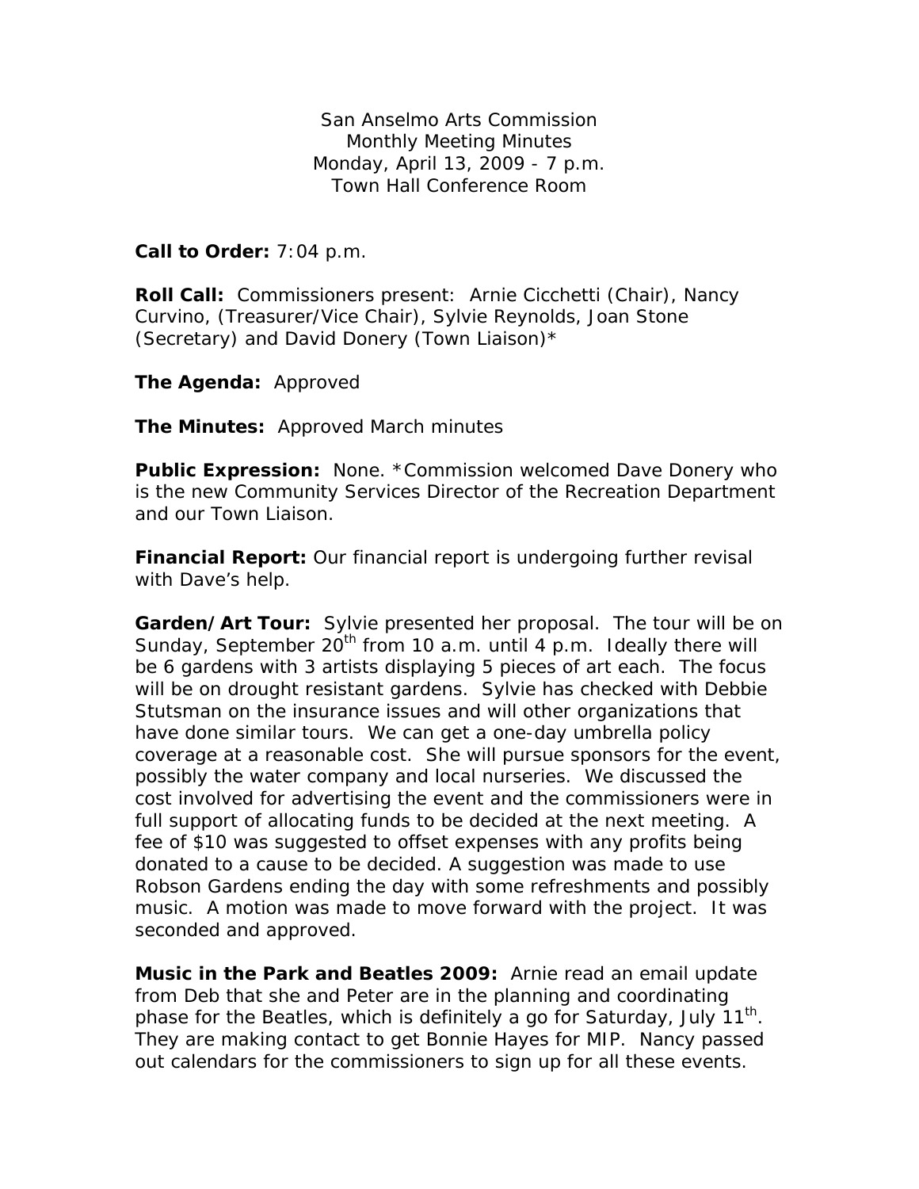San Anselmo Arts Commission
Monthly Meeting Minutes
Monday, April 13, 2009 - 7 p.m.
Town Hall Conference Room

**Call to Order:** 7:04 p.m.

**Roll Call:** Commissioners present: Arnie Cicchetti (Chair), Nancy Curvino, (Treasurer/Vice Chair), Sylvie Reynolds, Joan Stone (Secretary) and David Donery (Town Liaison)*

**The Agenda:** Approved

**The Minutes:** Approved March minutes

**Public Expression:** None. *Commission welcomed Dave Donery who is the new Community Services Director of the Recreation Department and our Town Liaison.

**Financial Report:** Our financial report is undergoing further revisal with Dave's help.

**Garden/Art Tour:** Sylvie presented her proposal. The tour will be on Sunday, September 20th from 10 a.m. until 4 p.m. Ideally there will be 6 gardens with 3 artists displaying 5 pieces of art each. The focus will be on drought resistant gardens. Sylvie has checked with Debbie Stutsman on the insurance issues and will other organizations that have done similar tours. We can get a one-day umbrella policy coverage at a reasonable cost. She will pursue sponsors for the event, possibly the water company and local nurseries. We discussed the cost involved for advertising the event and the commissioners were in full support of allocating funds to be decided at the next meeting. A fee of $10 was suggested to offset expenses with any profits being donated to a cause to be decided. A suggestion was made to use Robson Gardens ending the day with some refreshments and possibly music. A motion was made to move forward with the project. It was seconded and approved.

**Music in the Park and Beatles 2009:** Arnie read an email update from Deb that she and Peter are in the planning and coordinating phase for the Beatles, which is definitely a go for Saturday, July 11th. They are making contact to get Bonnie Hayes for MIP. Nancy passed out calendars for the commissioners to sign up for all these events.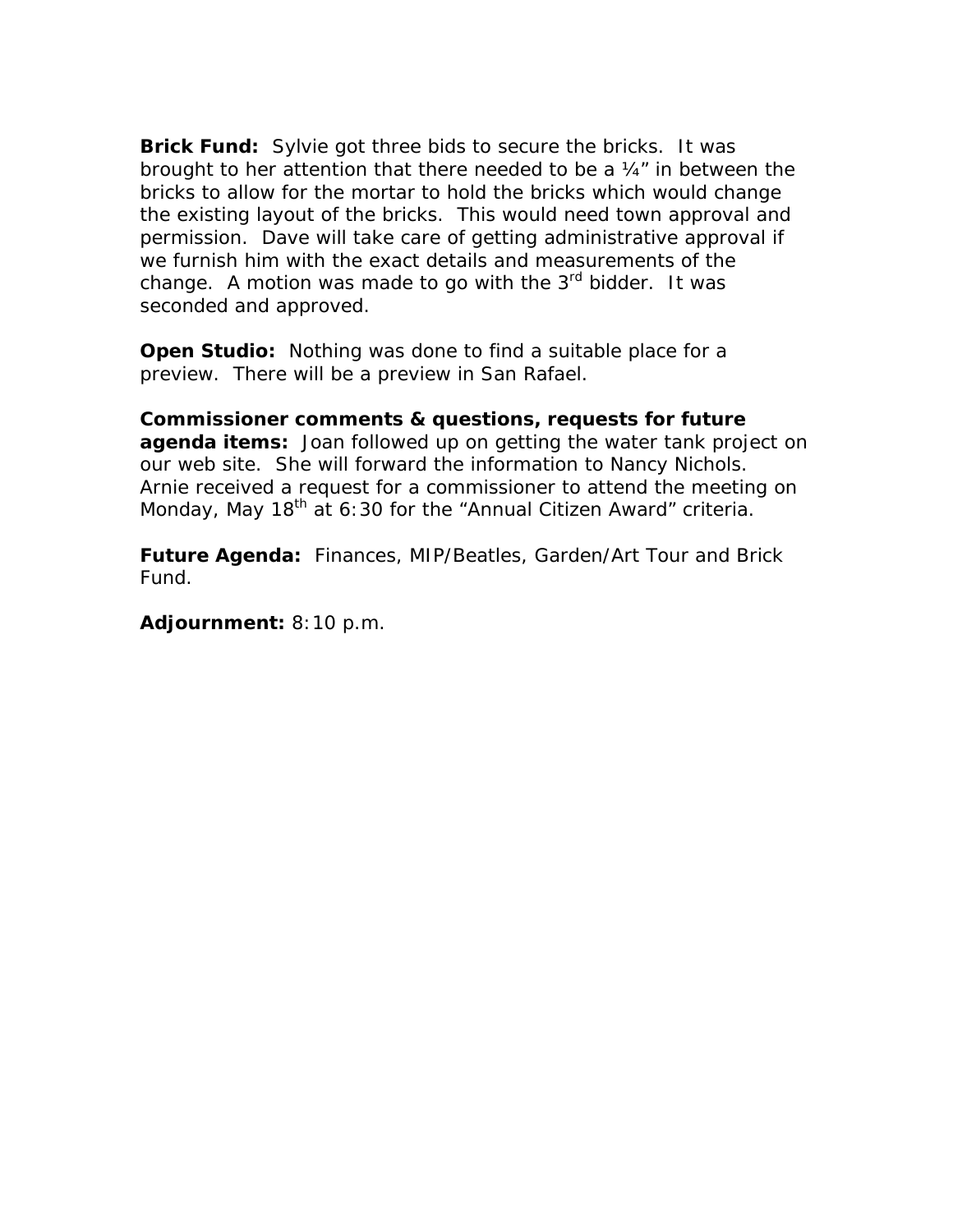**Brick Fund:** Sylvie got three bids to secure the bricks. It was brought to her attention that there needed to be a ¼" in between the bricks to allow for the mortar to hold the bricks which would change the existing layout of the bricks. This would need town approval and permission. Dave will take care of getting administrative approval if we furnish him with the exact details and measurements of the change. A motion was made to go with the 3rd bidder. It was seconded and approved.

**Open Studio:** Nothing was done to find a suitable place for a preview. There will be a preview in San Rafael.

**Commissioner comments & questions, requests for future agenda items:** Joan followed up on getting the water tank project on our web site. She will forward the information to Nancy Nichols. Arnie received a request for a commissioner to attend the meeting on Monday, May 18th at 6:30 for the "Annual Citizen Award" criteria.

**Future Agenda:** Finances, MIP/Beatles, Garden/Art Tour and Brick Fund.

**Adjournment:** 8:10 p.m.